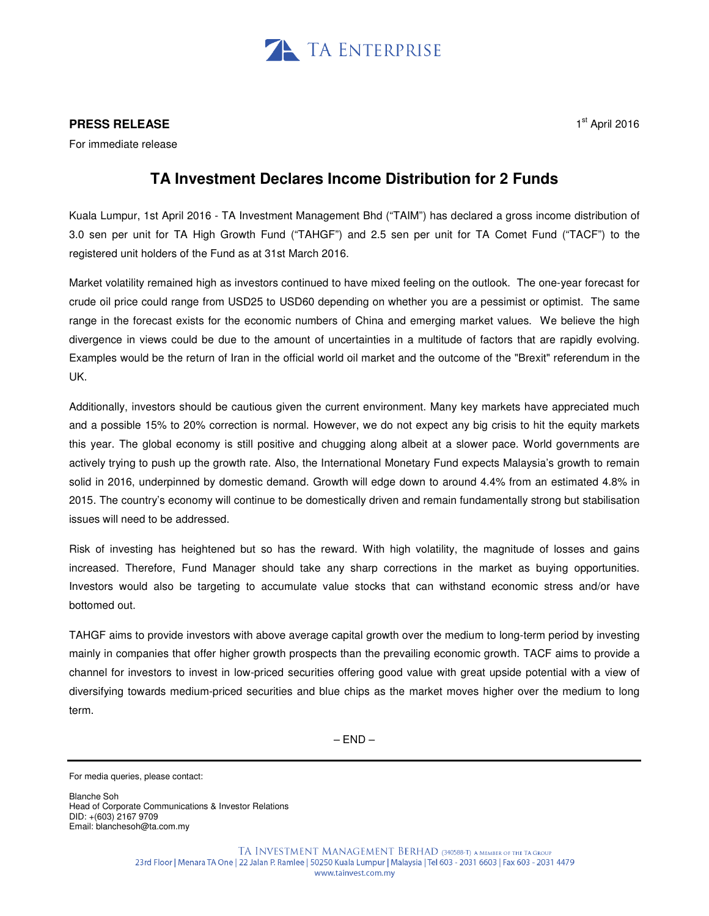TA ENTERPRISE

**PRESS RELEASE**

1st April 2016

For immediate release

## TA Investment Declares Income Distribution for 2 Funds

Kuala Lumpur, 1st April 2016 - TA Investment Management Bhd ("TAIM") has declared a gross income distribution of 3.0 sen per unit for TA High Growth Fund ("TAHGF") and 2.5 sen per unit for TA Comet Fund ("TACF") to the registered unit holders of the Fund as at 31st March 2016.

Market volatility remained high as investors continued to have mixed feeling on the outlook. The one-year forecast for crude oil price could range from USD25 to USD60 depending on whether you are a pessimist or optimist. The same range in the forecast exists for the economic numbers of China and emerging market values. We believe the high divergence in views could be due to the amount of uncertainties in a multitude of factors that are rapidly evolving. Examples would be the return of Iran in the official world oil market and the outcome of the "Brexit" referendum in the UK.

Additionally, investors should be cautious given the current environment. Many key markets have appreciated much and a possible 15% to 20% correction is normal. However, we do not expect any big crisis to hit the equity markets this year. The global economy is still positive and chugging along albeit at a slower pace. World governments are actively trying to push up the growth rate. Also, the International Monetary Fund expects Malaysia's growth to remain solid in 2016, underpinned by domestic demand. Growth will edge down to around 4.4% from an estimated 4.8% in 2015. The country's economy will continue to be domestically driven and remain fundamentally strong but stabilisation issues will need to be addressed.

Risk of investing has heightened but so has the reward. With high volatility, the magnitude of losses and gains increased. Therefore, Fund Manager should take any sharp corrections in the market as buying opportunities. Investors would also be targeting to accumulate value stocks that can withstand economic stress and/or have bottomed out.

TAHGF aims to provide investors with above average capital growth over the medium to long-term period by investing mainly in companies that offer higher growth prospects than the prevailing economic growth. TACF aims to provide a channel for investors to invest in low-priced securities offering good value with great upside potential with a view of diversifying towards medium-priced securities and blue chips as the market moves higher over the medium to long term.

– END –

For media queries, please contact:

Blanche Soh
Head of Corporate Communications & Investor Relations
DID: +(603) 2167 9709
Email: blanchesoh@ta.com.my

TA INVESTMENT MANAGEMENT BERHAD (340588-T) A MEMBER OF THE TA GROUP
23rd Floor | Menara TA One | 22 Jalan P. Ramlee | 50250 Kuala Lumpur | Malaysia | Tel 603 - 2031 6603 | Fax 603 - 2031 4479
www.tainvest.com.my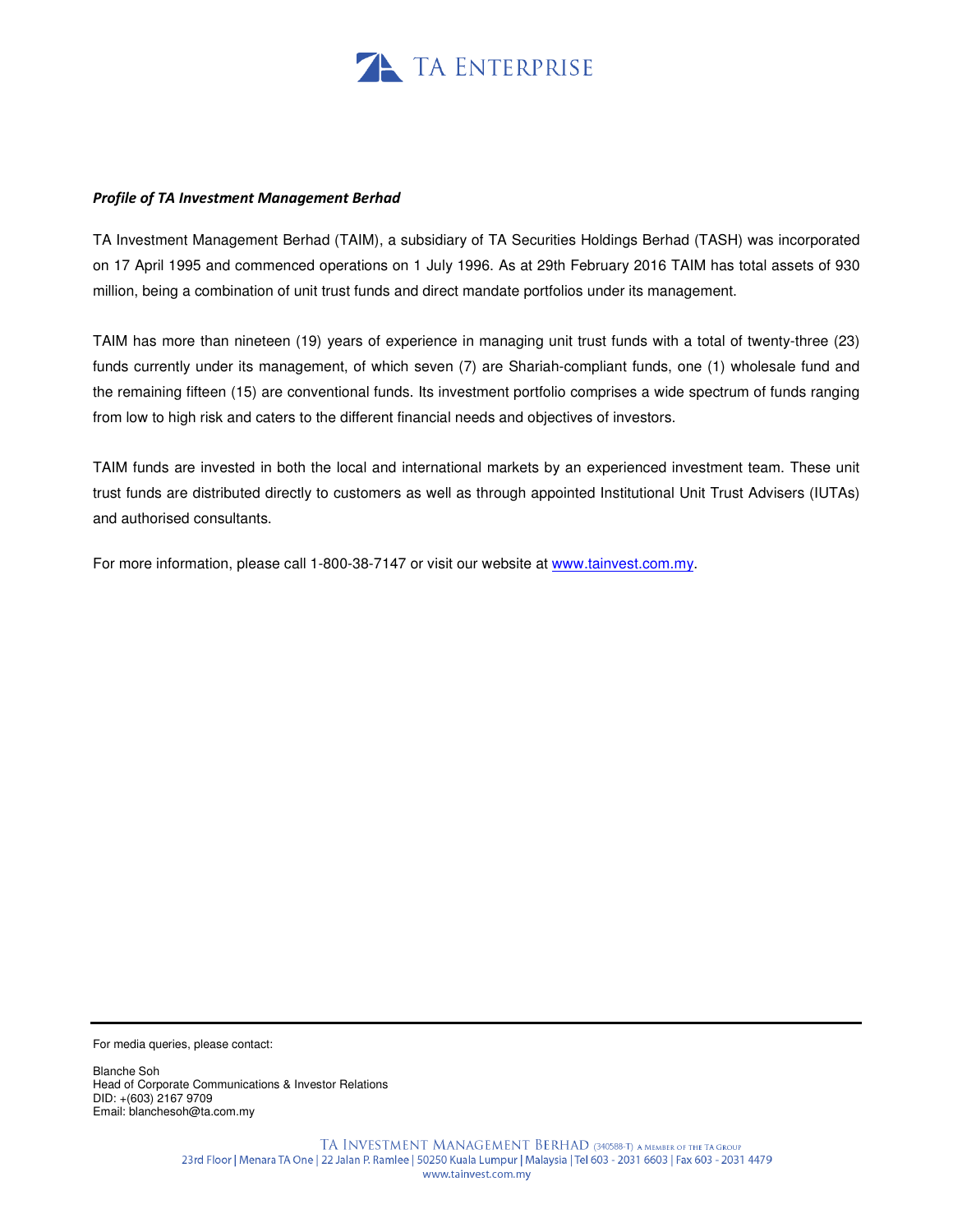***Profile of TA Investment Management Berhad***

TA Investment Management Berhad (TAIM), a subsidiary of TA Securities Holdings Berhad (TASH) was incorporated on 17 April 1995 and commenced operations on 1 July 1996. As at 29th February 2016 TAIM has total assets of 930 million, being a combination of unit trust funds and direct mandate portfolios under its management.

TAIM has more than nineteen (19) years of experience in managing unit trust funds with a total of twenty-three (23) funds currently under its management, of which seven (7) are Shariah-compliant funds, one (1) wholesale fund and the remaining fifteen (15) are conventional funds. Its investment portfolio comprises a wide spectrum of funds ranging from low to high risk and caters to the different financial needs and objectives of investors.

TAIM funds are invested in both the local and international markets by an experienced investment team. These unit trust funds are distributed directly to customers as well as through appointed Institutional Unit Trust Advisers (IUTAs) and authorised consultants.

For more information, please call 1-800-38-7147 or visit our website at www.tainvest.com.my.

---

For media queries, please contact:

Blanche Soh
Head of Corporate Communications & Investor Relations
DID: +(603) 2167 9709
Email: blanchesoh@ta.com.my